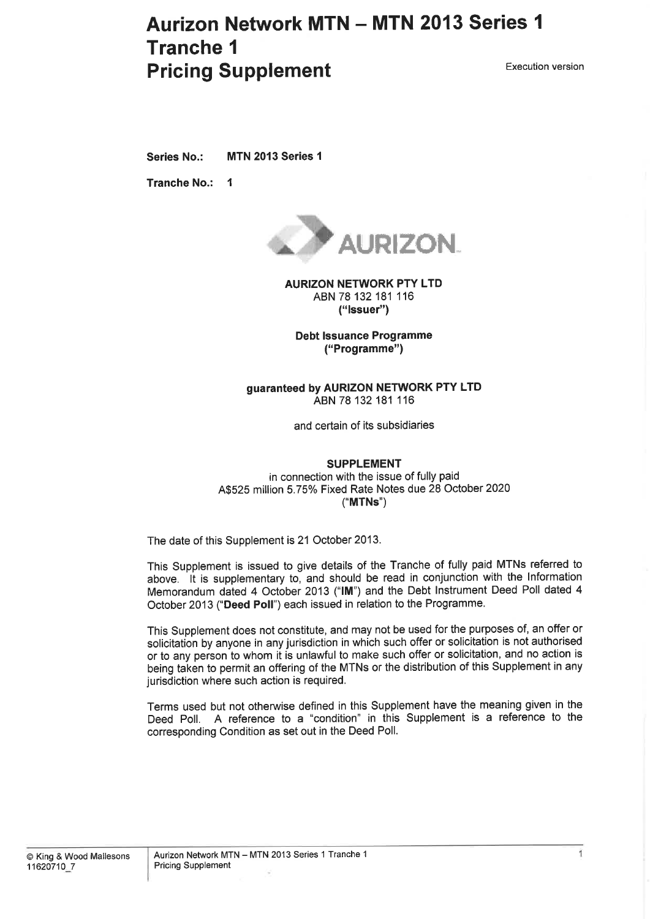# Aurizon Network MTN – MTN 2013 Series 1 Tranche 1 Pricing Supplement

Execution version

**Series No.:** **MTN 2013 Series 1**

**Tranche No.:** **1**

AURIZON

**AURIZON NETWORK PTY LTD**
ABN 78 132 181 116
**("Issuer")**

**Debt Issuance Programme**
**("Programme")**

**guaranteed by AURIZON NETWORK PTY LTD**
ABN 78 132 181 116

and certain of its subsidiaries

**SUPPLEMENT**
in connection with the issue of fully paid
A$525 million 5.75% Fixed Rate Notes due 28 October 2020
("**MTNs**")

The date of this Supplement is 21 October 2013.

This Supplement is issued to give details of the Tranche of fully paid MTNs referred to above. It is supplementary to, and should be read in conjunction with the Information Memorandum dated 4 October 2013 ("**IM**") and the Debt Instrument Deed Poll dated 4 October 2013 ("**Deed Poll**") each issued in relation to the Programme.

This Supplement does not constitute, and may not be used for the purposes of, an offer or solicitation by anyone in any jurisdiction in which such offer or solicitation is not authorised or to any person to whom it is unlawful to make such offer or solicitation, and no action is being taken to permit an offering of the MTNs or the distribution of this Supplement in any jurisdiction where such action is required.

Terms used but not otherwise defined in this Supplement have the meaning given in the Deed Poll. A reference to a "condition" in this Supplement is a reference to the corresponding Condition as set out in the Deed Poll.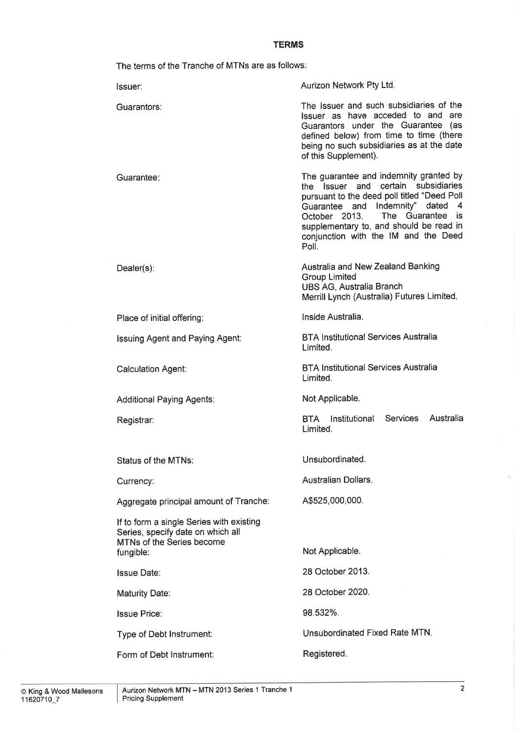## TERMS

The terms of the Tranche of MTNs are as follows:

| | |
|---|---|
| Issuer: | Aurizon Network Pty Ltd. |
| Guarantors: | The Issuer and such subsidiaries of the Issuer as have acceded to and are Guarantors under the Guarantee (as defined below) from time to time (there being no such subsidiaries as at the date of this Supplement). |
| Guarantee: | The guarantee and indemnity granted by the Issuer and certain subsidiaries pursuant to the deed poll titled "Deed Poll Guarantee and Indemnity" dated 4 October 2013. The Guarantee is supplementary to, and should be read in conjunction with the IM and the Deed Poll. |
| Dealer(s): | Australia and New Zealand Banking Group Limited<br>UBS AG, Australia Branch<br>Merrill Lynch (Australia) Futures Limited. |
| Place of initial offering: | Inside Australia. |
| Issuing Agent and Paying Agent: | BTA Institutional Services Australia Limited. |
| Calculation Agent: | BTA Institutional Services Australia Limited. |
| Additional Paying Agents: | Not Applicable. |
| Registrar: | BTA Institutional Services Australia Limited. |
| Status of the MTNs: | Unsubordinated. |
| Currency: | Australian Dollars. |
| Aggregate principal amount of Tranche: | A$525,000,000. |
| If to form a single Series with existing Series, specify date on which all MTNs of the Series become fungible: | Not Applicable. |
| Issue Date: | 28 October 2013. |
| Maturity Date: | 28 October 2020. |
| Issue Price: | 98.532%. |
| Type of Debt Instrument: | Unsubordinated Fixed Rate MTN. |
| Form of Debt Instrument: | Registered. |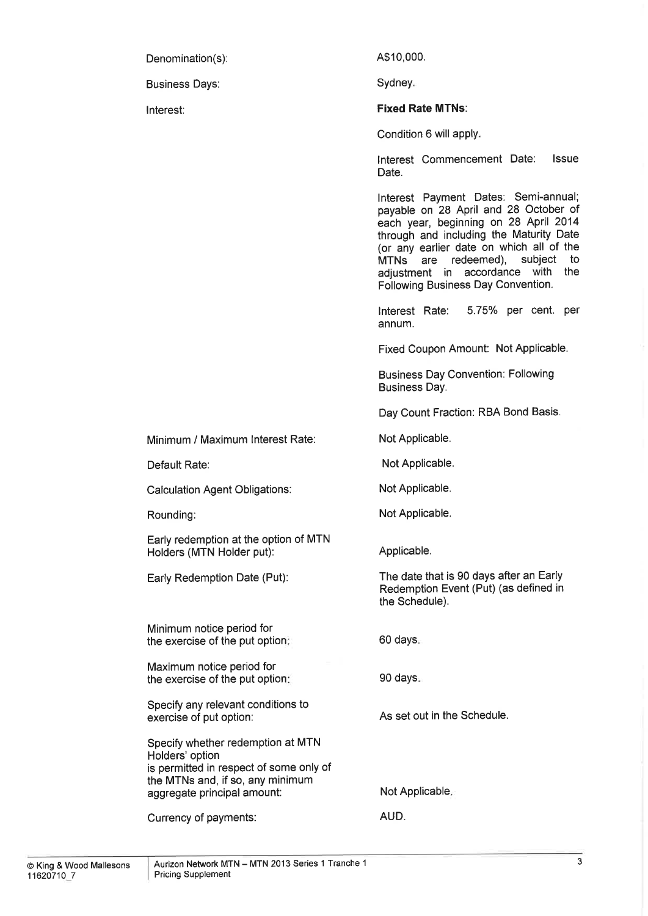| | |
|---|---|
| Denomination(s): | A$10,000. |
| Business Days: | Sydney. |
| Interest: | **Fixed Rate MTNs**:<br><br>Condition 6 will apply.<br><br>Interest Commencement Date: Issue Date.<br><br>Interest Payment Dates: Semi-annual; payable on 28 April and 28 October of each year, beginning on 28 April 2014 through and including the Maturity Date (or any earlier date on which all of the MTNs are redeemed), subject to adjustment in accordance with the Following Business Day Convention.<br><br>Interest Rate: 5.75% per cent. per annum.<br><br>Fixed Coupon Amount: Not Applicable.<br><br>Business Day Convention: Following Business Day.<br><br>Day Count Fraction: RBA Bond Basis. |
| Minimum / Maximum Interest Rate: | Not Applicable. |
| Default Rate: | Not Applicable. |
| Calculation Agent Obligations: | Not Applicable. |
| Rounding: | Not Applicable. |
| Early redemption at the option of MTN Holders (MTN Holder put): | Applicable. |
| Early Redemption Date (Put): | The date that is 90 days after an Early Redemption Event (Put) (as defined in the Schedule). |
| Minimum notice period for the exercise of the put option: | 60 days. |
| Maximum notice period for the exercise of the put option: | 90 days. |
| Specify any relevant conditions to exercise of put option: | As set out in the Schedule. |
| Specify whether redemption at MTN Holders' option is permitted in respect of some only of the MTNs and, if so, any minimum aggregate principal amount: | Not Applicable. |
| Currency of payments: | AUD. |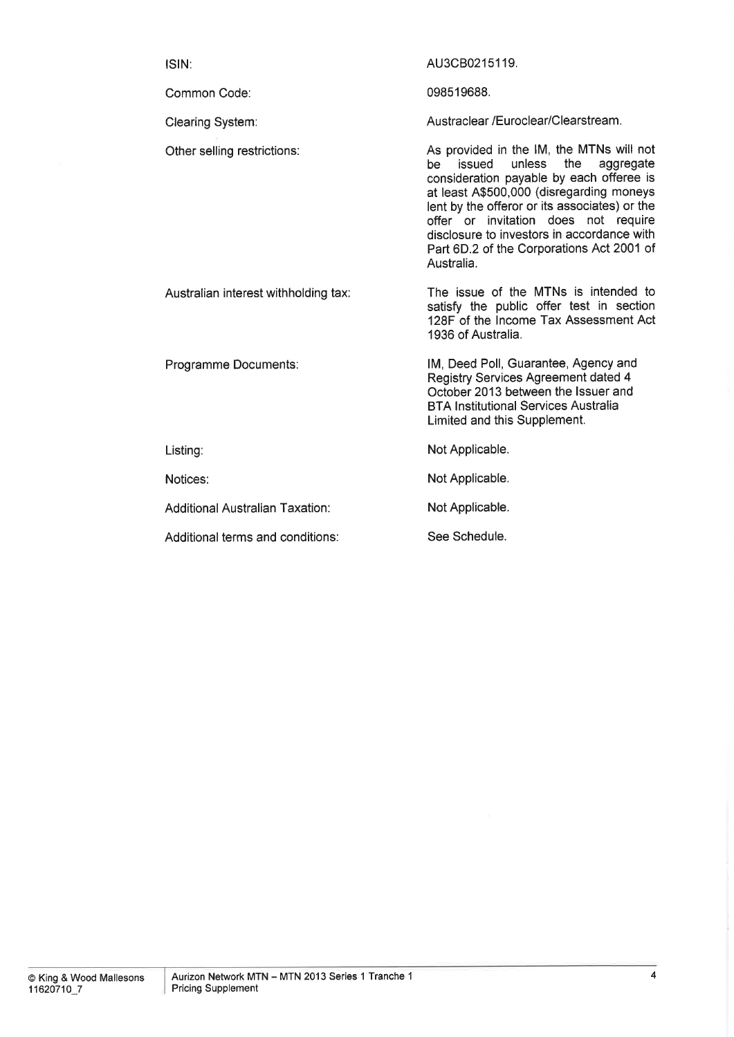| | |
|---|---|
| ISIN: | AU3CB0215119. |
| Common Code: | 098519688. |
| Clearing System: | Austraclear /Euroclear/Clearstream. |
| Other selling restrictions: | As provided in the IM, the MTNs will not be issued unless the aggregate consideration payable by each offeree is at least A$500,000 (disregarding moneys lent by the offeror or its associates) or the offer or invitation does not require disclosure to investors in accordance with Part 6D.2 of the Corporations Act 2001 of Australia. |
| Australian interest withholding tax: | The issue of the MTNs is intended to satisfy the public offer test in section 128F of the Income Tax Assessment Act 1936 of Australia. |
| Programme Documents: | IM, Deed Poll, Guarantee, Agency and Registry Services Agreement dated 4 October 2013 between the Issuer and BTA Institutional Services Australia Limited and this Supplement. |
| Listing: | Not Applicable. |
| Notices: | Not Applicable. |
| Additional Australian Taxation: | Not Applicable. |
| Additional terms and conditions: | See Schedule. |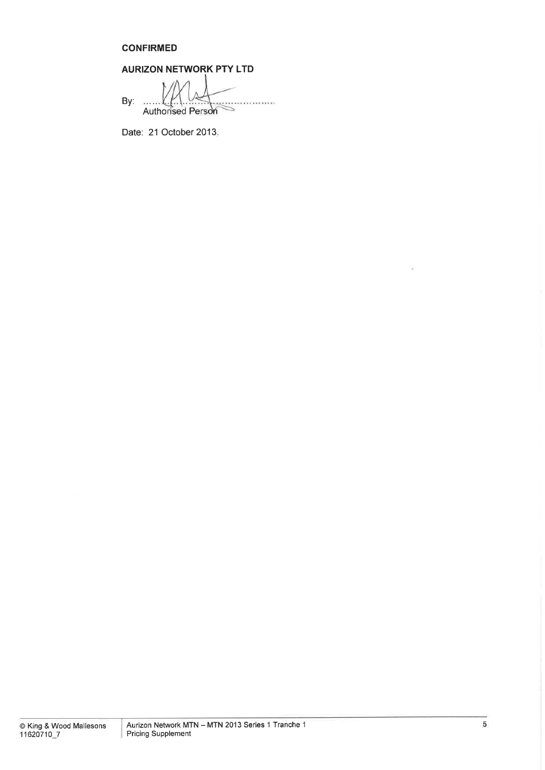**CONFIRMED**

**AURIZON NETWORK PTY LTD**

By: ..........................................
Authorised Person

Date: 21 October 2013.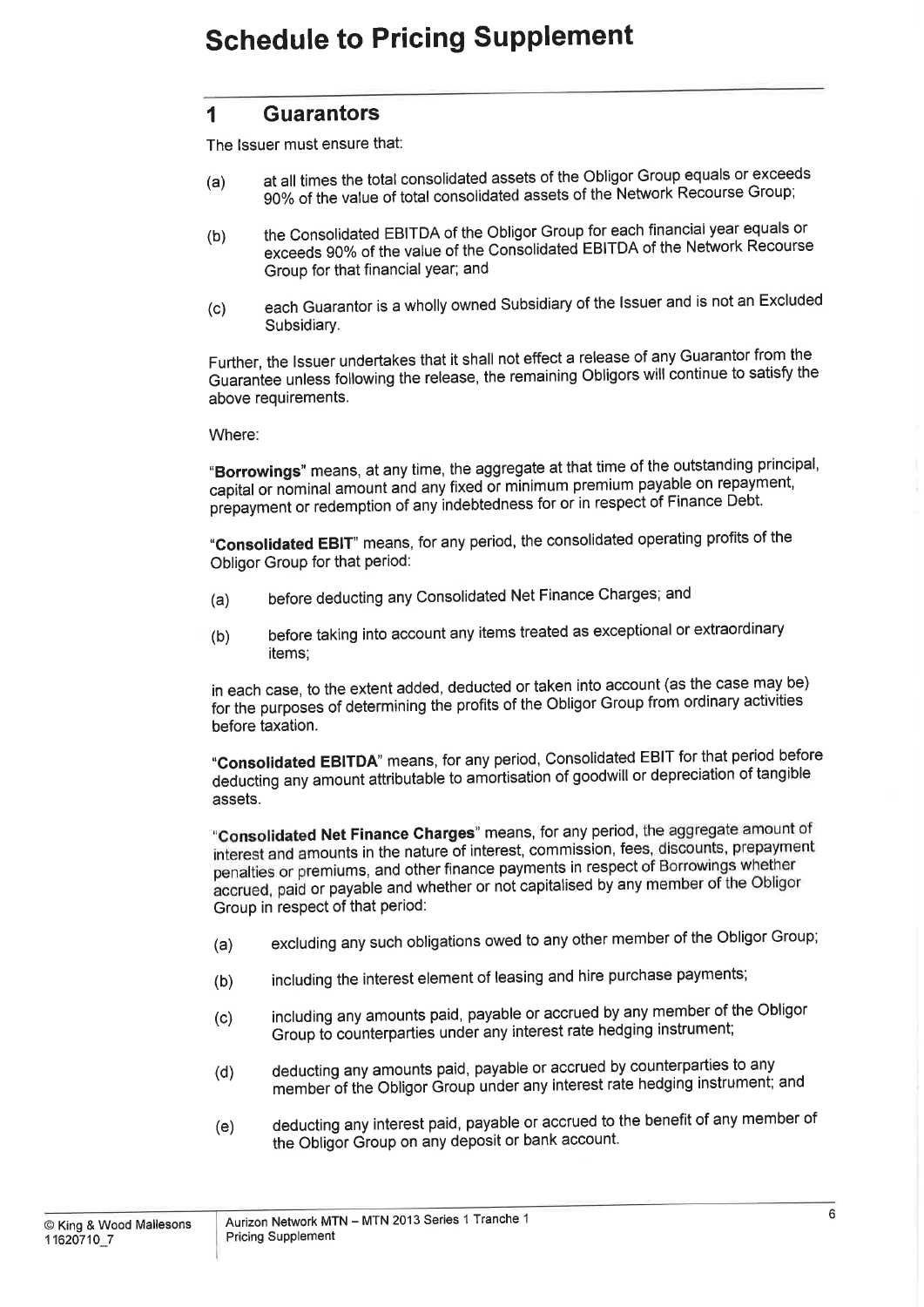# Schedule to Pricing Supplement

## 1 Guarantors

The Issuer must ensure that:

(a) at all times the total consolidated assets of the Obligor Group equals or exceeds 90% of the value of total consolidated assets of the Network Recourse Group;

(b) the Consolidated EBITDA of the Obligor Group for each financial year equals or exceeds 90% of the value of the Consolidated EBITDA of the Network Recourse Group for that financial year; and

(c) each Guarantor is a wholly owned Subsidiary of the Issuer and is not an Excluded Subsidiary.

Further, the Issuer undertakes that it shall not effect a release of any Guarantor from the Guarantee unless following the release, the remaining Obligors will continue to satisfy the above requirements.

Where:

"**Borrowings**" means, at any time, the aggregate at that time of the outstanding principal, capital or nominal amount and any fixed or minimum premium payable on repayment, prepayment or redemption of any indebtedness for or in respect of Finance Debt.

"**Consolidated EBIT**" means, for any period, the consolidated operating profits of the Obligor Group for that period:

(a) before deducting any Consolidated Net Finance Charges; and

(b) before taking into account any items treated as exceptional or extraordinary items;

in each case, to the extent added, deducted or taken into account (as the case may be) for the purposes of determining the profits of the Obligor Group from ordinary activities before taxation.

"**Consolidated EBITDA**" means, for any period, Consolidated EBIT for that period before deducting any amount attributable to amortisation of goodwill or depreciation of tangible assets.

"**Consolidated Net Finance Charges**" means, for any period, the aggregate amount of interest and amounts in the nature of interest, commission, fees, discounts, prepayment penalties or premiums, and other finance payments in respect of Borrowings whether accrued, paid or payable and whether or not capitalised by any member of the Obligor Group in respect of that period:

(a) excluding any such obligations owed to any other member of the Obligor Group;

(b) including the interest element of leasing and hire purchase payments;

(c) including any amounts paid, payable or accrued by any member of the Obligor Group to counterparties under any interest rate hedging instrument;

(d) deducting any amounts paid, payable or accrued by counterparties to any member of the Obligor Group under any interest rate hedging instrument; and

(e) deducting any interest paid, payable or accrued to the benefit of any member of the Obligor Group on any deposit or bank account.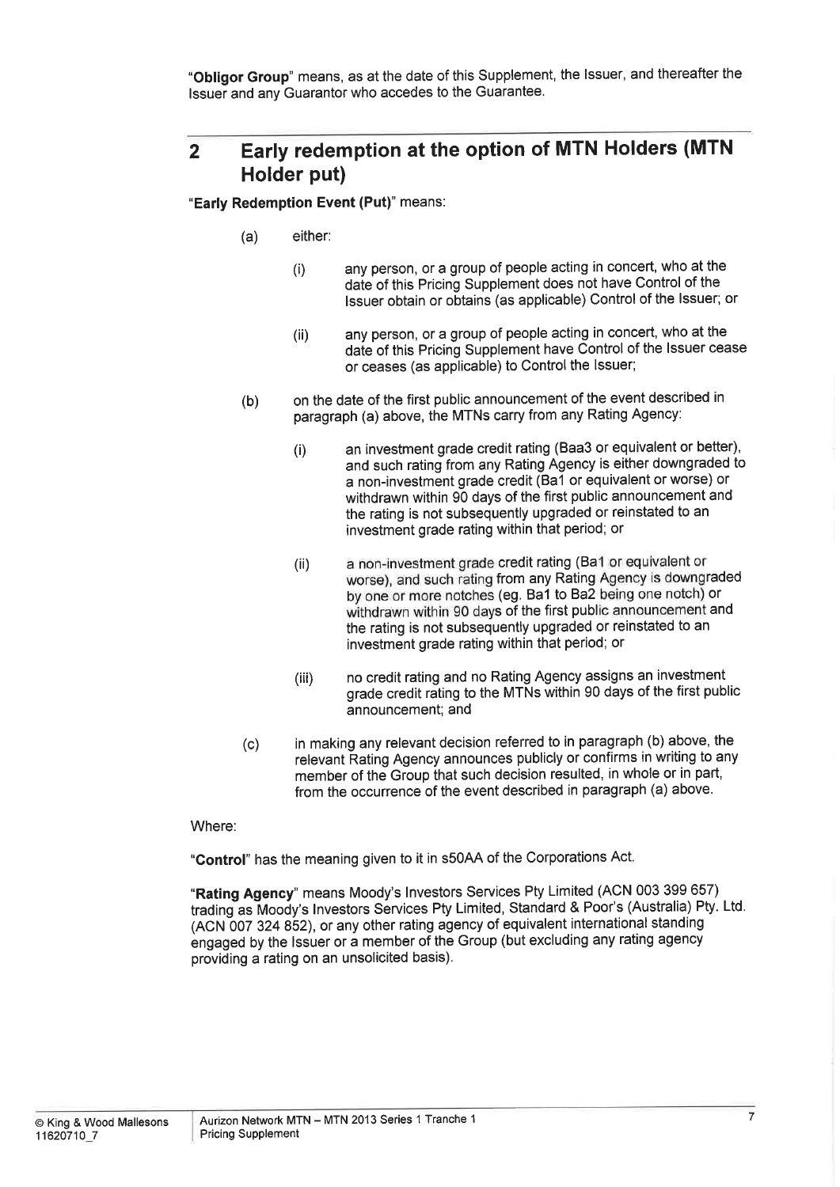"**Obligor Group**" means, as at the date of this Supplement, the Issuer, and thereafter the Issuer and any Guarantor who accedes to the Guarantee.

## 2 Early redemption at the option of MTN Holders (MTN Holder put)

"**Early Redemption Event (Put)**" means:

(a) either:

   (i) any person, or a group of people acting in concert, who at the date of this Pricing Supplement does not have Control of the Issuer obtain or obtains (as applicable) Control of the Issuer; or

   (ii) any person, or a group of people acting in concert, who at the date of this Pricing Supplement have Control of the Issuer cease or ceases (as applicable) to Control the Issuer;

(b) on the date of the first public announcement of the event described in paragraph (a) above, the MTNs carry from any Rating Agency:

   (i) an investment grade credit rating (Baa3 or equivalent or better), and such rating from any Rating Agency is either downgraded to a non-investment grade credit (Ba1 or equivalent or worse) or withdrawn within 90 days of the first public announcement and the rating is not subsequently upgraded or reinstated to an investment grade rating within that period; or

   (ii) a non-investment grade credit rating (Ba1 or equivalent or worse), and such rating from any Rating Agency is downgraded by one or more notches (eg. Ba1 to Ba2 being one notch) or withdrawn within 90 days of the first public announcement and the rating is not subsequently upgraded or reinstated to an investment grade rating within that period; or

   (iii) no credit rating and no Rating Agency assigns an investment grade credit rating to the MTNs within 90 days of the first public announcement; and

(c) in making any relevant decision referred to in paragraph (b) above, the relevant Rating Agency announces publicly or confirms in writing to any member of the Group that such decision resulted, in whole or in part, from the occurrence of the event described in paragraph (a) above.

Where:

"**Control**" has the meaning given to it in s50AA of the Corporations Act.

"**Rating Agency**" means Moody's Investors Services Pty Limited (ACN 003 399 657) trading as Moody's Investors Services Pty Limited, Standard & Poor's (Australia) Pty. Ltd. (ACN 007 324 852), or any other rating agency of equivalent international standing engaged by the Issuer or a member of the Group (but excluding any rating agency providing a rating on an unsolicited basis).